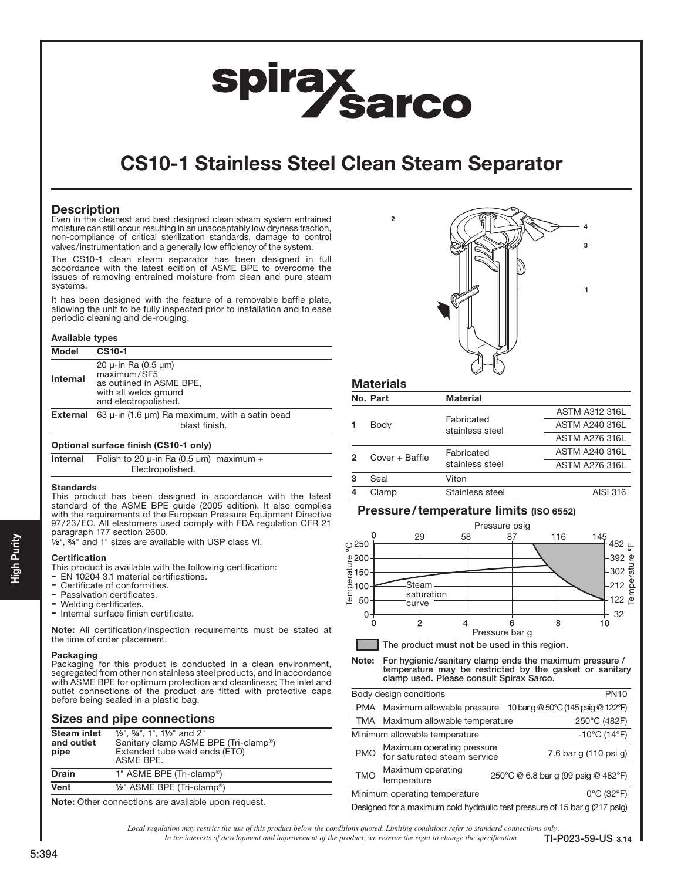# CS10-1 Stainless Steel Clean Steam Separator

## Description

Even in the cleanest and best designed clean steam system entrained moisture can still occur, resulting in an unacceptably low dryness fraction, non-compliance of critical sterilization standards, damage to control valves/instrumentation and a generally low efficiency of the system.

The CS10-1 clean steam separator has been designed in full accordance with the latest edition of ASME BPE to overcome the issues of removing entrained moisture from clean and pure steam systems.

It has been designed with the feature of a removable baffle plate, allowing the unit to be fully inspected prior to installation and to ease periodic cleaning and de-rouging.

### Available types

| Model | CS10-1 |
|---|---|
| Internal | 20 µ-in Ra (0.5 µm) maximum/SF5 as outlined in ASME BPE, with all welds ground and electropolished. |
| External | 63 µ-in (1.6 µm) Ra maximum, with a satin bead blast finish. |

### Optional surface finish (CS10-1 only)

| | |
|---|---|
| Internal | Polish to 20 µ-in Ra (0.5 µm) maximum + Electropolished. |

### Standards

This product has been designed in accordance with the latest standard of the ASME BPE guide (2005 edition). It also complies with the requirements of the European Pressure Equipment Directive 97/23/EC. All elastomers used comply with FDA regulation CFR 21 paragraph 177 section 2600.

½", ¾" and 1" sizes are available with USP class VI.

### Certification

This product is available with the following certification:

- EN 10204 3.1 material certifications.
- Certificate of conformities.
- Passivation certificates.
- Welding certificates.
- Internal surface finish certificate.

**Note:** All certification/inspection requirements must be stated at the time of order placement.

### Packaging

Packaging for this product is conducted in a clean environment, segregated from other non stainless steel products, and in accordance with ASME BPE for optimum protection and cleanliness; The inlet and outlet connections of the product are fitted with protective caps before being sealed in a plastic bag.

## Sizes and pipe connections

| | |
|---|---|
| Steam inlet and outlet pipe | ½", ¾", 1", 1½" and 2" Sanitary clamp ASME BPE (Tri-clamp®) Extended tube weld ends (ETO) ASME BPE. |
| Drain | 1" ASME BPE (Tri-clamp®) |
| Vent | ½" ASME BPE (Tri-clamp®) |

**Note:** Other connections are available upon request.

## Materials

| No. | Part | Material | |
|---|---|---|---|
| 1 | Body | Fabricated stainless steel | ASTM A312 316L |
| | | | ASTM A240 316L |
| | | | ASTM A276 316L |
| 2 | Cover + Baffle | Fabricated stainless steel | ASTM A240 316L |
| | | | ASTM A276 316L |
| 3 | Seal | Viton | |
| 4 | Clamp | Stainless steel | AISI 316 |

## Pressure/temperature limits (ISO 6552)

The product **must not** be used in this region.

**Note:** For hygienic/sanitary clamp ends the maximum pressure / temperature may be restricted by the gasket or sanitary clamp used. Please consult Spirax Sarco.

| | | |
|---|---|---|
| Body design conditions | | PN10 |
| PMA | Maximum allowable pressure | 10 bar g @ 50°C (145 psig @ 122°F) |
| TMA | Maximum allowable temperature | 250°C (482F) |
| Minimum allowable temperature | | -10°C (14°F) |
| PMO | Maximum operating pressure for saturated steam service | 7.6 bar g (110 psi g) |
| TMO | Maximum operating temperature | 250°C @ 6.8 bar g (99 psig @ 482°F) |
| Minimum operating temperature | | 0°C (32°F) |
| Designed for a maximum cold hydraulic test pressure of 15 bar g (217 psig) | | |

*Local regulation may restrict the use of this product below the conditions quoted. Limiting conditions refer to standard connections only. In the interests of development and improvement of the product, we reserve the right to change the specification.*

TI-P023-59-US 3.14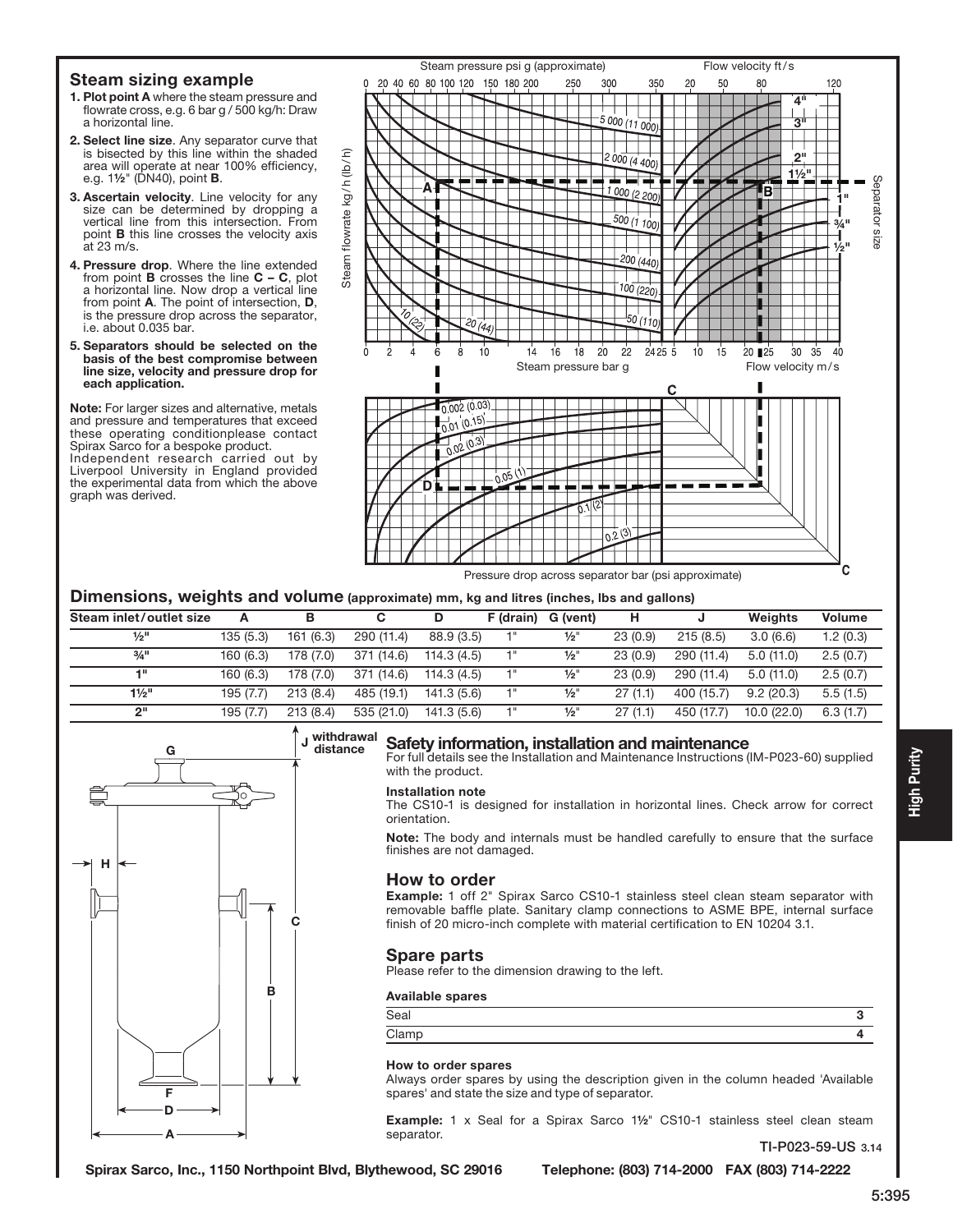## Steam sizing example

1. **Plot point A** where the steam pressure and flowrate cross, e.g. 6 bar g / 500 kg/h: Draw a horizontal line.
2. **Select line size**. Any separator curve that is bisected by this line within the shaded area will operate at near 100% efficiency, e.g. 1½" (DN40), point **B**.
3. **Ascertain velocity**. Line velocity for any size can be determined by dropping a vertical line from this intersection. From point **B** this line crosses the velocity axis at 23 m/s.
4. **Pressure drop**. Where the line extended from point **B** crosses the line **C – C**, plot a horizontal line. Now drop a vertical line from point **A**. The point of intersection, **D**, is the pressure drop across the separator, i.e. about 0.035 bar.
5. **Separators should be selected on the basis of the best compromise between line size, velocity and pressure drop for each application.**

**Note:** For larger sizes and alternative, metals and pressure and temperatures that exceed these operating conditionplease contact Spirax Sarco for a bespoke product.
Independent research carried out by Liverpool University in England provided the experimental data from which the above graph was derived.

Steam pressure psi g (approximate)
0 20 40 60 80 100 120 150 180 200 250 300 350
Flow velocity ft/s
20 50 80 120
Steam flowrate kg/h (lb/h)
5 000 (11 000)
2 000 (4 400)
1 000 (2 200)
500 (1 100)
200 (440)
100 (220)
50 (110)
20 (44)
10 (22)
A
B
4"
3"
2"
1½"
1"
¾"
½"
Separator size
0 2 4 6 8 10 14 16 18 20 22 24 25
Steam pressure bar g
5 10 15 20 25 30 35 40
Flow velocity m/s
C
0.002 (0.03)
0.01 (0.15)
0.02 (0.3)
0.05 (1)
0.1 (2)
0.2 (3)
D
C
Pressure drop across separator bar (psi approximate)

## Dimensions, weights and volume (approximate) mm, kg and litres (inches, lbs and gallons)

| Steam inlet/outlet size | A | B | C | D | F (drain) | G (vent) | H | J | Weights | Volume |
|---|---|---|---|---|---|---|---|---|---|---|
| ½" | 135 (5.3) | 161 (6.3) | 290 (11.4) | 88.9 (3.5) | 1" | ½" | 23 (0.9) | 215 (8.5) | 3.0 (6.6) | 1.2 (0.3) |
| ¾" | 160 (6.3) | 178 (7.0) | 371 (14.6) | 114.3 (4.5) | 1" | ½" | 23 (0.9) | 290 (11.4) | 5.0 (11.0) | 2.5 (0.7) |
| 1" | 160 (6.3) | 178 (7.0) | 371 (14.6) | 114.3 (4.5) | 1" | ½" | 23 (0.9) | 290 (11.4) | 5.0 (11.0) | 2.5 (0.7) |
| 1½" | 195 (7.7) | 213 (8.4) | 485 (19.1) | 141.3 (5.6) | 1" | ½" | 27 (1.1) | 400 (15.7) | 9.2 (20.3) | 5.5 (1.5) |
| 2" | 195 (7.7) | 213 (8.4) | 535 (21.0) | 141.3 (5.6) | 1" | ½" | 27 (1.1) | 450 (17.7) | 10.0 (22.0) | 6.3 (1.7) |

G
J withdrawal distance
H
C
B
F
D
A

## Safety information, installation and maintenance

For full details see the Installation and Maintenance Instructions (IM-P023-60) supplied with the product.

### Installation note

The CS10-1 is designed for installation in horizontal lines. Check arrow for correct orientation.

**Note:** The body and internals must be handled carefully to ensure that the surface finishes are not damaged.

## How to order

**Example:** 1 off 2" Spirax Sarco CS10-1 stainless steel clean steam separator with removable baffle plate. Sanitary clamp connections to ASME BPE, internal surface finish of 20 micro-inch complete with material certification to EN 10204 3.1.

## Spare parts

Please refer to the dimension drawing to the left.

| Available spares | |
|---|---|
| Seal | 3 |
| Clamp | 4 |

### How to order spares

Always order spares by using the description given in the column headed 'Available spares' and state the size and type of separator.

**Example:** 1 x Seal for a Spirax Sarco 1½" CS10-1 stainless steel clean steam separator.

TI-P023-59-US 3.14